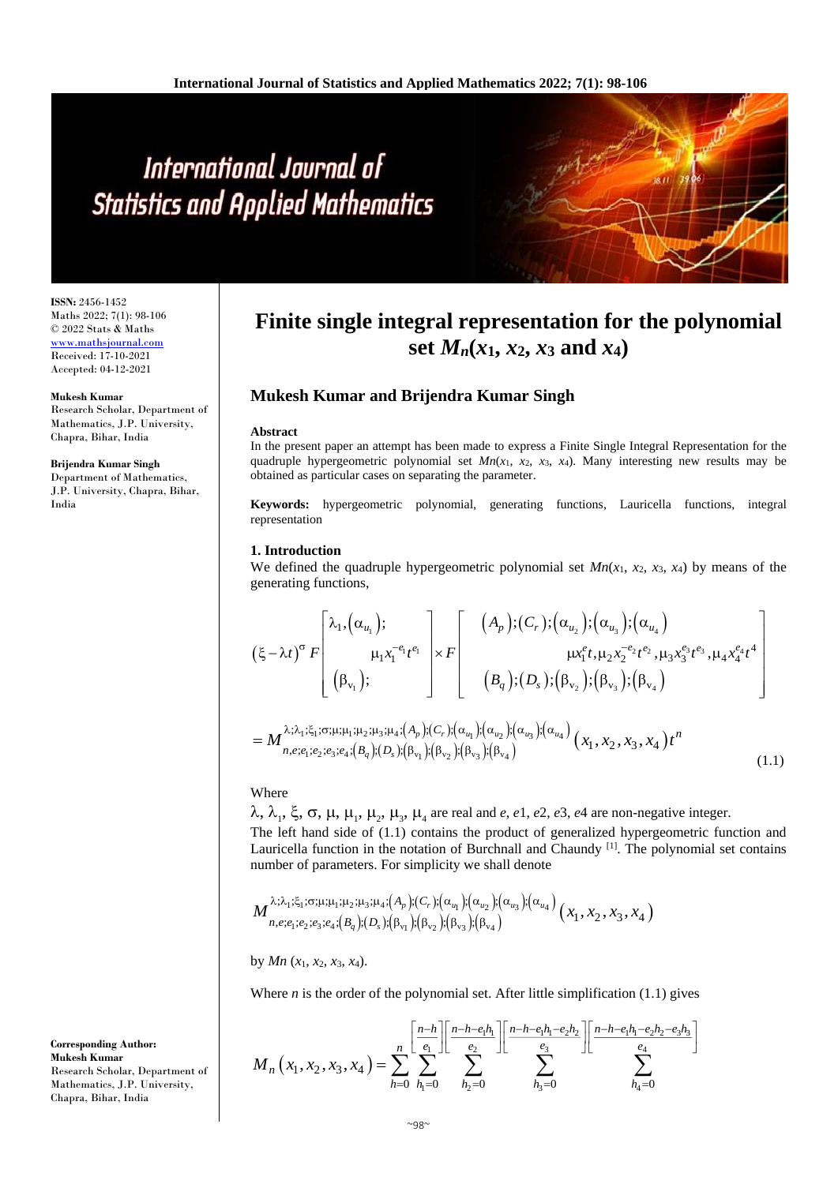# Finite single integral representation for the polynomial set $M_n(x_1, x_2, x_3$ and $x_4)$

**ISSN:** 2456-1452
Maths 2022; 7(1): 98-106
© 2022 Stats & Maths
www.mathsjournal.com
Received: 17-10-2021
Accepted: 04-12-2021

**Mukesh Kumar**
Research Scholar, Department of Mathematics, J.P. University, Chapra, Bihar, India

**Brijendra Kumar Singh**
Department of Mathematics, J.P. University, Chapra, Bihar, India

**Corresponding Author:**
**Mukesh Kumar**
Research Scholar, Department of Mathematics, J.P. University, Chapra, Bihar, India

## Mukesh Kumar and Brijendra Kumar Singh

### Abstract

In the present paper an attempt has been made to express a Finite Single Integral Representation for the quadruple hypergeometric polynomial set $Mn(x_1, x_2, x_3, x_4)$. Many interesting new results may be obtained as particular cases on separating the parameter.

**Keywords:** hypergeometric polynomial, generating functions, Lauricella functions, integral representation

### 1. Introduction

We defined the quadruple hypergeometric polynomial set $Mn(x_1, x_2, x_3, x_4)$ by means of the generating functions,

$$(\xi-\lambda t)^{\sigma} F\left[\begin{matrix}\lambda_1,(\alpha_{u_1}); \\ \qquad \mu_1 x_1^{-e_1} t^{e_1} \\ (\beta_{v_1});\end{matrix}\right] \times F\left[\begin{matrix}(A_p);(C_r);(\alpha_{u_2});(\alpha_{u_3});(\alpha_{u_4}) \\ \qquad \mu x_1^{e} t, \mu_2 x_2^{-e_2} t^{e_2}, \mu_3 x_3^{e_3} t^{e_3}, \mu_4 x_4^{e_4} t^4 \\ (B_q);(D_s);(\beta_{v_2});(\beta_{v_3});(\beta_{v_4})\end{matrix}\right]$$

$$= M_{n,e;e_1;e_2;e_3;e_4;(B_q);(D_s);(\beta_{v_1});(\beta_{v_2});(\beta_{v_3});(\beta_{v_4})}^{\lambda;\lambda_1;\xi_1;\sigma;\mu;\mu_1;\mu_2;\mu_3;\mu_4;(A_p);(C_r);(\alpha_{u_1});(\alpha_{u_2});(\alpha_{u_3});(\alpha_{u_4})}(x_1, x_2, x_3, x_4)t^n \tag{1.1}$$

Where

$\lambda, \lambda_1, \xi, \sigma, \mu, \mu_1, \mu_2, \mu_3, \mu_4$ are real and $e$, $e1$, $e2$, $e3$, $e4$ are non-negative integer.

The left hand side of (1.1) contains the product of generalized hypergeometric function and Lauricella function in the notation of Burchnall and Chaundy [1]. The polynomial set contains number of parameters. For simplicity we shall denote

$$M_{n,e;e_1;e_2;e_3;e_4;(B_q);(D_s);(\beta_{v_1});(\beta_{v_2});(\beta_{v_3});(\beta_{v_4})}^{\lambda;\lambda_1;\xi_1;\sigma;\mu;\mu_1;\mu_2;\mu_3;\mu_4;(A_p);(C_r);(\alpha_{u_1});(\alpha_{u_2});(\alpha_{u_3});(\alpha_{u_4})}(x_1, x_2, x_3, x_4)$$

by $Mn\ (x_1, x_2, x_3, x_4)$.

Where $n$ is the order of the polynomial set. After little simplification (1.1) gives

$$M_n(x_1, x_2, x_3, x_4) = \sum_{h=0}^{n} \sum_{h_1=0}^{\left[\frac{n-h}{e_1}\right]} \sum_{h_2=0}^{\left[\frac{n-h-e_1h_1}{e_2}\right]} \sum_{h_3=0}^{\left[\frac{n-h-e_1h_1-e_2h_2}{e_3}\right]} \sum_{h_4=0}^{\left[\frac{n-h-e_1h_1-e_2h_2-e_3h_3}{e_4}\right]}$$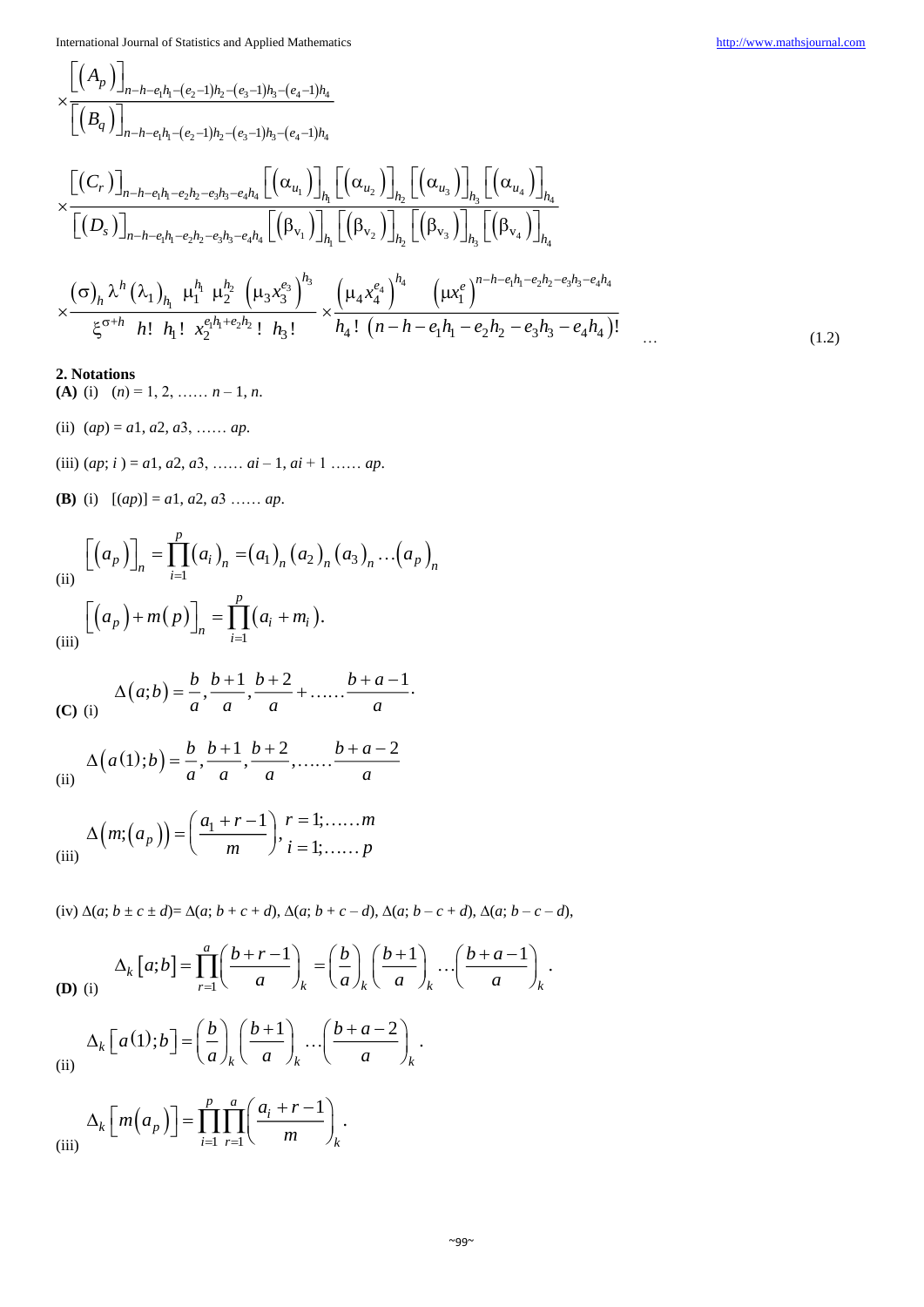$$\times \frac{\left[\left(A_p\right)\right]_{n-h-e_1h_1-(e_2-1)h_2-(e_3-1)h_3-(e_4-1)h_4}}{\left[\left(B_q\right)\right]_{n-h-e_1h_1-(e_2-1)h_2-(e_3-1)h_3-(e_4-1)h_4}}$$

$$\times \frac{\left[\left(C_r\right)\right]_{n-h-e_1h_1-e_2h_2-e_3h_3-e_4h_4}\left[\left(\alpha_{u_1}\right)\right]_{h_1}\left[\left(\alpha_{u_2}\right)\right]_{h_2}\left[\left(\alpha_{u_3}\right)\right]_{h_3}\left[\left(\alpha_{u_4}\right)\right]_{h_4}}{\left[\left(D_s\right)\right]_{n-h-e_1h_1-e_2h_2-e_3h_3-e_4h_4}\left[\left(\beta_{v_1}\right)\right]_{h_1}\left[\left(\beta_{v_2}\right)\right]_{h_2}\left[\left(\beta_{v_3}\right)\right]_{h_3}\left[\left(\beta_{v_4}\right)\right]_{h_4}}$$

$$\times \frac{(\sigma)_h\,\lambda^h\,(\lambda_1)_{h_1}\;\mu_1^{h_1}\;\mu_2^{h_2}\;\left(\mu_3 x_3^{e_3}\right)^{h_3}}{\xi^{\sigma+h}\;\;h!\;\;h_1!\;\;x_2^{e_1h_1+e_2h_2}\,!\;\;h_3!} \times \frac{\left(\mu_4 x_4^{e_4}\right)^{h_4}\quad\left(\mu x_1^{e}\right)^{n-h-e_1h_1-e_2h_2-e_3h_3-e_4h_4}}{h_4!\;\left(n-h-e_1h_1-e_2h_2-e_3h_3-e_4h_4\right)!} \quad \ldots \tag{1.2}$$

## 2. Notations

**(A)** (i) $(n) = 1, 2, \ldots\ldots n-1, n.$

(ii) $(ap) = a1, a2, a3, \ldots\ldots ap.$

(iii) $(ap; i) = a1, a2, a3, \ldots\ldots ai-1, ai+1 \ldots\ldots ap.$

**(B)** (i) $[(ap)] = a1, a2, a3 \ldots\ldots ap.$

(ii) $$\left[\left(a_p\right)\right]_n = \prod_{i=1}^{p}\left(a_i\right)_n = \left(a_1\right)_n\left(a_2\right)_n\left(a_3\right)_n\ldots\left(a_p\right)_n$$

(iii) $$\left[\left(a_p\right)+m(p)\right]_n = \prod_{i=1}^{p}\left(a_i+m_i\right).$$

**(C)** (i) $$\Delta(a;b) = \frac{b}{a},\frac{b+1}{a},\frac{b+2}{a}+\ldots\ldots\frac{b+a-1}{a}\cdot$$

(ii) $$\Delta\left(a(1);b\right) = \frac{b}{a},\frac{b+1}{a},\frac{b+2}{a},\ldots\ldots\frac{b+a-2}{a}$$

(iii) $$\Delta\left(m;\left(a_p\right)\right) = \left(\frac{a_1+r-1}{m}\right), \begin{array}{l} r=1;\ldots\ldots m \\ i=1;\ldots\ldots p \end{array}$$

(iv) $\Delta(a; b \pm c \pm d) = \Delta(a; b+c+d), \Delta(a; b+c-d), \Delta(a; b-c+d), \Delta(a; b-c-d),$

**(D)** (i) $$\Delta_k[a;b] = \prod_{r=1}^{a}\left(\frac{b+r-1}{a}\right)_k = \left(\frac{b}{a}\right)_k\left(\frac{b+1}{a}\right)_k\ldots\left(\frac{b+a-1}{a}\right)_k.$$

(ii) $$\Delta_k\left[a(1);b\right] = \left(\frac{b}{a}\right)_k\left(\frac{b+1}{a}\right)_k\ldots\left(\frac{b+a-2}{a}\right)_k.$$

(iii) $$\Delta_k\left[m\left(a_p\right)\right] = \prod_{i=1}^{p}\prod_{r=1}^{a}\left(\frac{a_i+r-1}{m}\right)_k.$$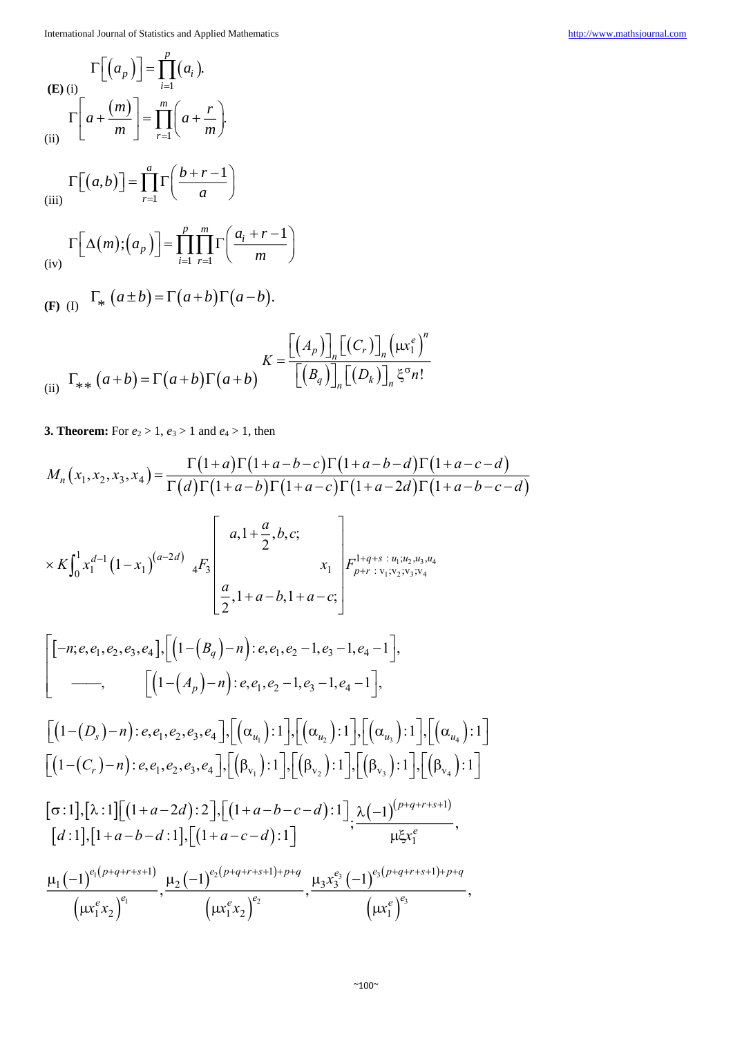**(E)** (i) $\Gamma\left[\left(a_p\right)\right]=\prod_{i=1}^{p}\left(a_i\right).$

(ii) $\Gamma\left[a+\frac{(m)}{m}\right]=\prod_{r=1}^{m}\left(a+\frac{r}{m}\right).$

(iii) $\Gamma\left[(a,b)\right]=\prod_{r=1}^{a}\Gamma\left(\frac{b+r-1}{a}\right)$

(iv) $\Gamma\left[\Delta(m);\left(a_p\right)\right]=\prod_{i=1}^{p}\prod_{r=1}^{m}\Gamma\left(\frac{a_i+r-1}{m}\right)$

**(F)** (I) $\Gamma_*\left(a\pm b\right)=\Gamma(a+b)\Gamma(a-b).$

(ii) $\Gamma_{**}\left(a+b\right)=\Gamma(a+b)\Gamma(a+b)$ $\quad K=\frac{\left[\left(A_p\right)\right]_n\left[\left(C_r\right)\right]_n\left(\mu x_1^e\right)^n}{\left[\left(B_q\right)\right]_n\left[\left(D_k\right)\right]_n\xi^{\sigma}n!}$

**3. Theorem:** For $e_2 > 1$, $e_3 > 1$ and $e_4 > 1$, then

$$M_n\left(x_1,x_2,x_3,x_4\right)=\frac{\Gamma(1+a)\Gamma(1+a-b-c)\Gamma(1+a-b-d)\Gamma(1+a-c-d)}{\Gamma(d)\Gamma(1+a-b)\Gamma(1+a-c)\Gamma(1+a-2d)\Gamma(1+a-b-c-d)}$$

$$\times K\int_0^1 x_1^{d-1}\left(1-x_1\right)^{(a-2d)}\ {}_4F_3\left[\begin{matrix}a,1+\frac{a}{2},b,c;\\ \\ \frac{a}{2},1+a-b,1+a-c;\end{matrix}\ x_1\right]F^{1+q+s\,:\,u_1;u_2,u_3,u_4}_{p+r\,:\,v_1;v_2;v_3;v_4}$$

$$\left[\begin{matrix}\left[-n;e,e_1,e_2,e_3,e_4\right],\left[\left(1-\left(B_q\right)-n\right):e,e_1,e_2-1,e_3-1,e_4-1\right],\\ \text{——},\qquad \left[\left(1-\left(A_p\right)-n\right):e,e_1,e_2-1,e_3-1,e_4-1\right],\end{matrix}\right.$$

$$\begin{matrix}\left[\left(1-\left(D_s\right)-n\right):e,e_1,e_2,e_3,e_4\right],\left[\left(\alpha_{u_1}\right):1\right],\left[\left(\alpha_{u_2}\right):1\right],\left[\left(\alpha_{u_3}\right):1\right],\left[\left(\alpha_{u_4}\right):1\right]\\ \left[\left(1-\left(C_r\right)-n\right):e,e_1,e_2,e_3,e_4\right],\left[\left(\beta_{v_1}\right):1\right],\left[\left(\beta_{v_2}\right):1\right],\left[\left(\beta_{v_3}\right):1\right],\left[\left(\beta_{v_4}\right):1\right]\end{matrix}$$

$$\begin{matrix}\left[\sigma:1\right],\left[\lambda:1\right]\left[\left(1+a-2d\right):2\right],\left[\left(1+a-b-c-d\right):1\right]\\ \left[d:1\right],\left[1+a-b-d:1\right],\left[\left(1+a-c-d\right):1\right]\end{matrix};\frac{\lambda(-1)^{(p+q+r+s+1)}}{\mu\xi x_1^e},$$

$$\frac{\mu_1(-1)^{e_1(p+q+r+s+1)}}{\left(\mu x_1^e x_2\right)^{e_1}},\frac{\mu_2(-1)^{e_2(p+q+r+s+1)+p+q}}{\left(\mu x_1^e x_2\right)^{e_2}},\frac{\mu_3 x_3^{e_3}(-1)^{e_3(p+q+r+s+1)+p+q}}{\left(\mu x_1^e\right)^{e_3}},$$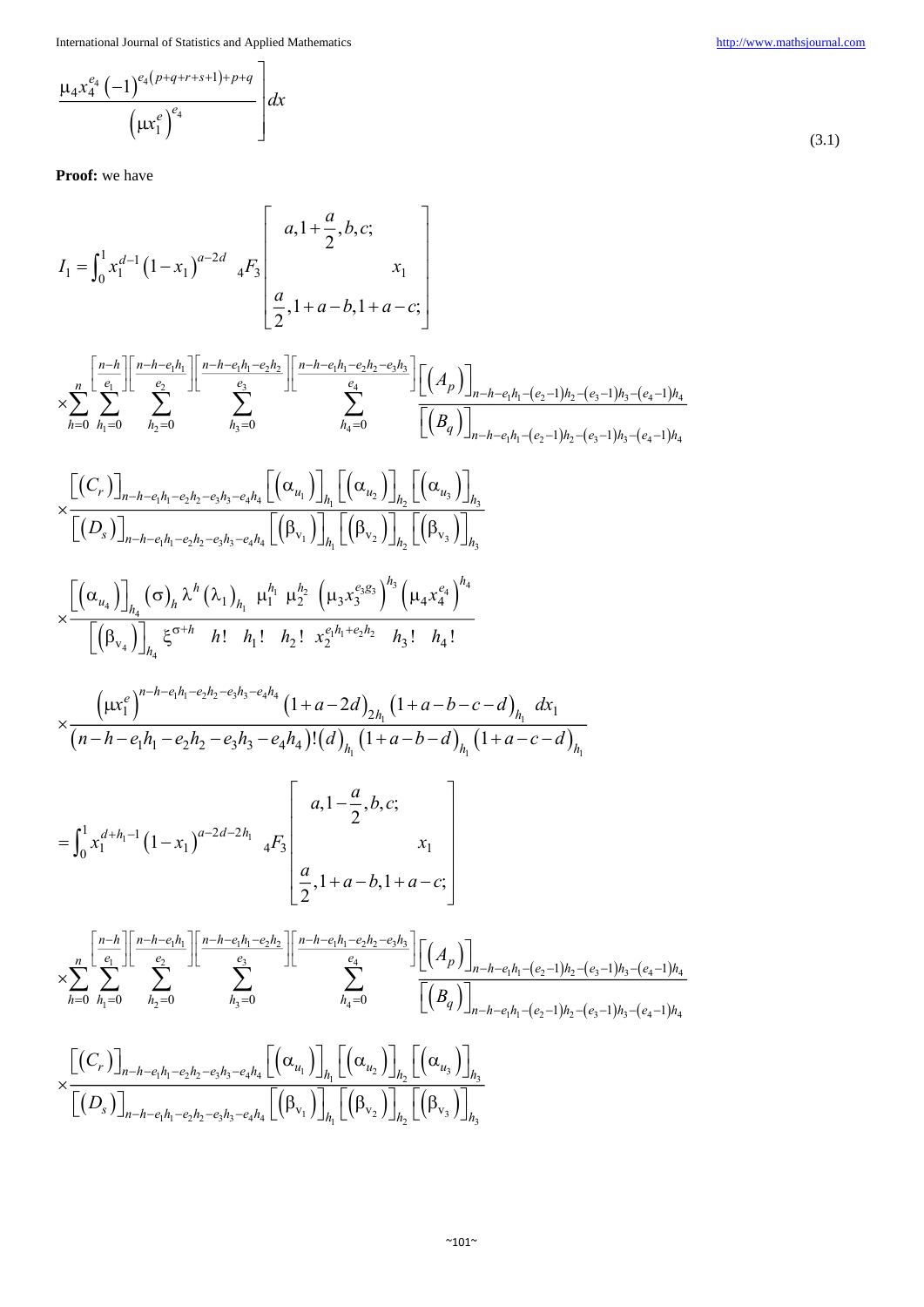$$\left.\frac{\mu_4 x_4^{e_4} (-1)^{e_4(p+q+r+s+1)+p+q}}{\left(\mu x_1^e\right)^{e_4}}\right] dx \tag{3.1}$$

**Proof:** we have

$$I_1 = \int_0^1 x_1^{d-1} (1-x_1)^{a-2d} \; {}_4F_3 \left[ \begin{matrix} a, 1+\frac{a}{2}, b, c; \\ \\ \frac{a}{2}, 1+a-b, 1+a-c; \end{matrix} \; x_1 \right]$$

$$\times \sum_{h=0}^{n} \sum_{h_1=0}^{\left[\frac{n-h}{e_1}\right]} \sum_{h_2=0}^{\left[\frac{n-h-e_1h_1}{e_2}\right]} \sum_{h_3=0}^{\left[\frac{n-h-e_1h_1-e_2h_2}{e_3}\right]} \sum_{h_4=0}^{\left[\frac{n-h-e_1h_1-e_2h_2-e_3h_3}{e_4}\right]} \frac{\left[(A_p)\right]_{n-h-e_1h_1-(e_2-1)h_2-(e_3-1)h_3-(e_4-1)h_4}}{\left[(B_q)\right]_{n-h-e_1h_1-(e_2-1)h_2-(e_3-1)h_3-(e_4-1)h_4}}$$

$$\times \frac{\left[(C_r)\right]_{n-h-e_1h_1-e_2h_2-e_3h_3-e_4h_4} \left[(\alpha_{u_1})\right]_{h_1} \left[(\alpha_{u_2})\right]_{h_2} \left[(\alpha_{u_3})\right]_{h_3}}{\left[(D_s)\right]_{n-h-e_1h_1-e_2h_2-e_3h_3-e_4h_4} \left[(\beta_{v_1})\right]_{h_1} \left[(\beta_{v_2})\right]_{h_2} \left[(\beta_{v_3})\right]_{h_3}}$$

$$\times \frac{\left[(\alpha_{u_4})\right]_{h_4} (\sigma)_h \lambda^h (\lambda_1)_{h_1} \; \mu_1^{h_1} \; \mu_2^{h_2} \; \left(\mu_3 x_3^{e_3 g_3}\right)^{h_3} \left(\mu_4 x_4^{e_4}\right)^{h_4}}{\left[(\beta_{v_4})\right]_{h_4} \xi^{\sigma+h} \quad h! \quad h_1! \quad h_2! \; x_2^{e_1h_1+e_2h_2} \quad h_3! \quad h_4!}$$

$$\times \frac{\left(\mu x_1^e\right)^{n-h-e_1h_1-e_2h_2-e_3h_3-e_4h_4} (1+a-2d)_{2h_1} (1+a-b-c-d)_{h_1} \; dx_1}{(n-h-e_1h_1-e_2h_2-e_3h_3-e_4h_4)!(d)_{h_1} (1+a-b-d)_{h_1} (1+a-c-d)_{h_1}}$$

$$= \int_0^1 x_1^{d+h_1-1} (1-x_1)^{a-2d-2h_1} \; {}_4F_3 \left[ \begin{matrix} a, 1-\frac{a}{2}, b, c; \\ \\ \frac{a}{2}, 1+a-b, 1+a-c; \end{matrix} \; x_1 \right]$$

$$\times \sum_{h=0}^{n} \sum_{h_1=0}^{\left[\frac{n-h}{e_1}\right]} \sum_{h_2=0}^{\left[\frac{n-h-e_1h_1}{e_2}\right]} \sum_{h_3=0}^{\left[\frac{n-h-e_1h_1-e_2h_2}{e_3}\right]} \sum_{h_4=0}^{\left[\frac{n-h-e_1h_1-e_2h_2-e_3h_3}{e_4}\right]} \frac{\left[(A_p)\right]_{n-h-e_1h_1-(e_2-1)h_2-(e_3-1)h_3-(e_4-1)h_4}}{\left[(B_q)\right]_{n-h-e_1h_1-(e_2-1)h_2-(e_3-1)h_3-(e_4-1)h_4}}$$

$$\times \frac{\left[(C_r)\right]_{n-h-e_1h_1-e_2h_2-e_3h_3-e_4h_4} \left[(\alpha_{u_1})\right]_{h_1} \left[(\alpha_{u_2})\right]_{h_2} \left[(\alpha_{u_3})\right]_{h_3}}{\left[(D_s)\right]_{n-h-e_1h_1-e_2h_2-e_3h_3-e_4h_4} \left[(\beta_{v_1})\right]_{h_1} \left[(\beta_{v_2})\right]_{h_2} \left[(\beta_{v_3})\right]_{h_3}}$$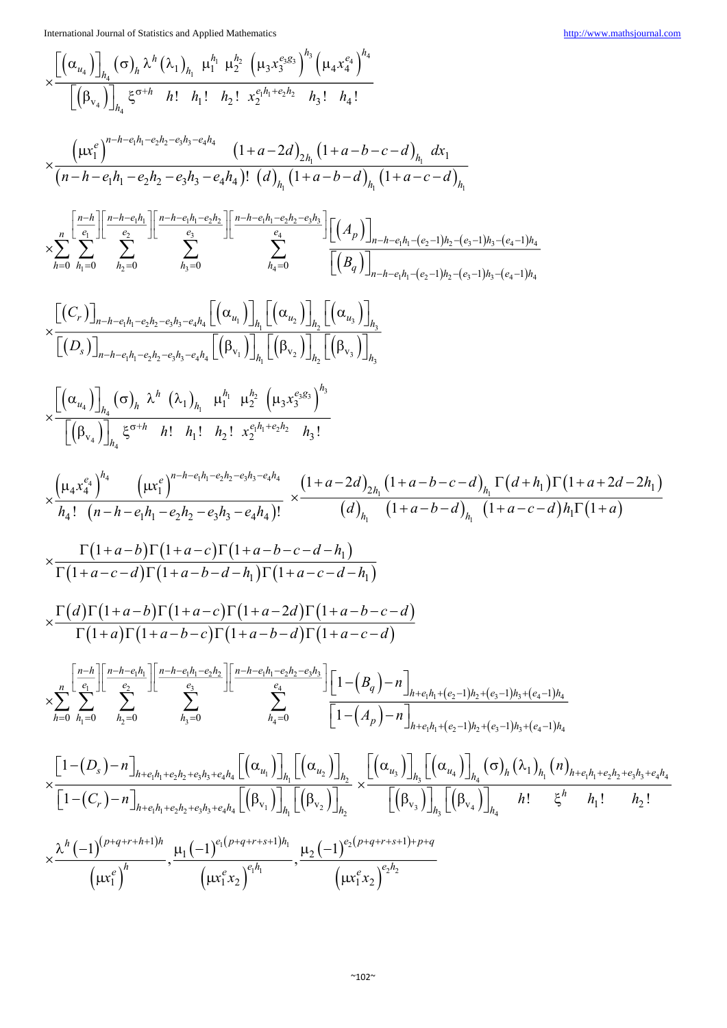$$\times \frac{\left[\left(\alpha_{u_4}\right)\right]_{h_4} (\sigma)_h \lambda^h (\lambda_1)_{h_1} \mu_1^{h_1} \mu_2^{h_2} \left(\mu_3 x_3^{e_3 g_3}\right)^{h_3} \left(\mu_4 x_4^{e_4}\right)^{h_4}}{\left[\left(\beta_{v_4}\right)\right]_{h_4} \xi^{\sigma+h} \; h! \; h_1! \; h_2! \; x_2^{e_1 h_1 + e_2 h_2} \; h_3! \; h_4!}$$

$$\times \frac{\left(\mu x_1^e\right)^{n-h-e_1h_1-e_2h_2-e_3h_3-e_4h_4} \quad (1+a-2d)_{2h_1} (1+a-b-c-d)_{h_1} \, dx_1}{(n-h-e_1h_1-e_2h_2-e_3h_3-e_4h_4)! \; (d)_{h_1} (1+a-b-d)_{h_1} (1+a-c-d)_{h_1}}$$

$$\times \sum_{h=0}^{n} \sum_{h_1=0}^{\left[\frac{n-h}{e_1}\right]} \sum_{h_2=0}^{\left[\frac{n-h-e_1h_1}{e_2}\right]} \sum_{h_3=0}^{\left[\frac{n-h-e_1h_1-e_2h_2}{e_3}\right]} \sum_{h_4=0}^{\left[\frac{n-h-e_1h_1-e_2h_2-e_3h_3}{e_4}\right]} \frac{\left[\left(A_p\right)\right]_{n-h-e_1h_1-(e_2-1)h_2-(e_3-1)h_3-(e_4-1)h_4}}{\left[\left(B_q\right)\right]_{n-h-e_1h_1-(e_2-1)h_2-(e_3-1)h_3-(e_4-1)h_4}}$$

$$\times \frac{\left[\left(C_r\right)\right]_{n-h-e_1h_1-e_2h_2-e_3h_3-e_4h_4} \left[\left(\alpha_{u_1}\right)\right]_{h_1} \left[\left(\alpha_{u_2}\right)\right]_{h_2} \left[\left(\alpha_{u_3}\right)\right]_{h_3}}{\left[\left(D_s\right)\right]_{n-h-e_1h_1-e_2h_2-e_3h_3-e_4h_4} \left[\left(\beta_{v_1}\right)\right]_{h_1} \left[\left(\beta_{v_2}\right)\right]_{h_2} \left[\left(\beta_{v_3}\right)\right]_{h_3}}$$

$$\times \frac{\left[\left(\alpha_{u_4}\right)\right]_{h_4} (\sigma)_h \; \lambda^h \; (\lambda_1)_{h_1} \; \mu_1^{h_1} \; \mu_2^{h_2} \left(\mu_3 x_3^{e_3 g_3}\right)^{h_3}}{\left[\left(\beta_{v_4}\right)\right]_{h_4} \xi^{\sigma+h} \; h! \; h_1! \; h_2! \; x_2^{e_1h_1+e_2h_2} \; h_3!}$$

$$\times \frac{\left(\mu_4 x_4^{e_4}\right)^{h_4} \quad \left(\mu x_1^e\right)^{n-h-e_1h_1-e_2h_2-e_3h_3-e_4h_4}}{h_4! \; (n-h-e_1h_1-e_2h_2-e_3h_3-e_4h_4)!} \times \frac{(1+a-2d)_{2h_1} (1+a-b-c-d)_{h_1} \Gamma(d+h_1) \Gamma(1+a+2d-2h_1)}{(d)_{h_1} \quad (1+a-b-d)_{h_1} \quad (1+a-c-d) h_1 \Gamma(1+a)}$$

$$\times \frac{\Gamma(1+a-b)\Gamma(1+a-c)\Gamma(1+a-b-c-d-h_1)}{\Gamma(1+a-c-d)\Gamma(1+a-b-d-h_1)\Gamma(1+a-c-d-h_1)}$$

$$\times \frac{\Gamma(d)\Gamma(1+a-b)\Gamma(1+a-c)\Gamma(1+a-2d)\Gamma(1+a-b-c-d)}{\Gamma(1+a)\Gamma(1+a-b-c)\Gamma(1+a-b-d)\Gamma(1+a-c-d)}$$

$$\times \sum_{h=0}^{n} \sum_{h_1=0}^{\left[\frac{n-h}{e_1}\right]} \sum_{h_2=0}^{\left[\frac{n-h-e_1h_1}{e_2}\right]} \sum_{h_3=0}^{\left[\frac{n-h-e_1h_1-e_2h_2}{e_3}\right]} \sum_{h_4=0}^{\left[\frac{n-h-e_1h_1-e_2h_2-e_3h_3}{e_4}\right]} \frac{\left[1-\left(B_q\right)-n\right]_{h+e_1h_1+(e_2-1)h_2+(e_3-1)h_3+(e_4-1)h_4}}{\left[1-\left(A_p\right)-n\right]_{h+e_1h_1+(e_2-1)h_2+(e_3-1)h_3+(e_4-1)h_4}}$$

$$\times \frac{\left[1-\left(D_s\right)-n\right]_{h+e_1h_1+e_2h_2+e_3h_3+e_4h_4} \left[\left(\alpha_{u_1}\right)\right]_{h_1} \left[\left(\alpha_{u_2}\right)\right]_{h_2}}{\left[1-\left(C_r\right)-n\right]_{h+e_1h_1+e_2h_2+e_3h_3+e_4h_4} \left[\left(\beta_{v_1}\right)\right]_{h_1} \left[\left(\beta_{v_2}\right)\right]_{h_2}} \times \frac{\left[\left(\alpha_{u_3}\right)\right]_{h_3} \left[\left(\alpha_{u_4}\right)\right]_{h_4} (\sigma)_h (\lambda_1)_{h_1} (n)_{h+e_1h_1+e_2h_2+e_3h_3+e_4h_4}}{\left[\left(\beta_{v_3}\right)\right]_{h_3} \left[\left(\beta_{v_4}\right)\right]_{h_4} \quad h! \quad \xi^h \quad h_1! \quad h_2!}$$

$$\times \frac{\lambda^h (-1)^{(p+q+r+h+1)h}}{\left(\mu x_1^e\right)^h}, \frac{\mu_1 (-1)^{e_1(p+q+r+s+1)h_1}}{\left(\mu x_1^e x_2\right)^{e_1 h_1}}, \frac{\mu_2 (-1)^{e_2(p+q+r+s+1)+p+q}}{\left(\mu x_1^e x_2\right)^{e_2 h_2}}$$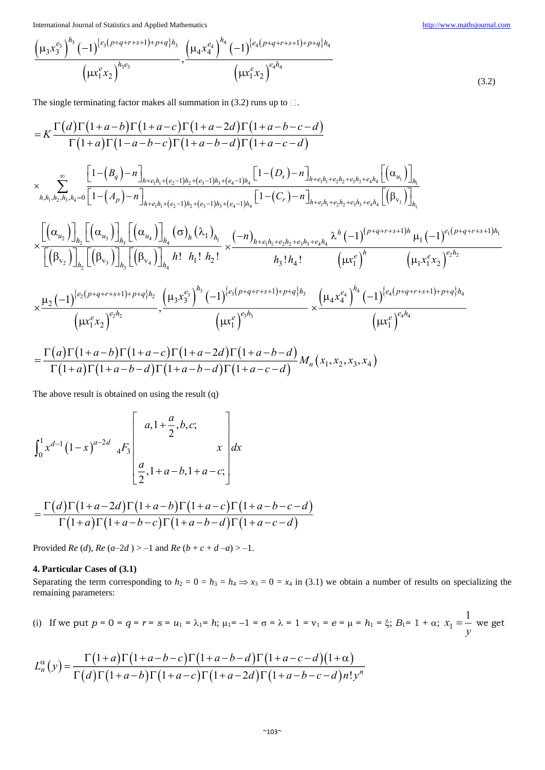$$\frac{\left(\mu_3 x_3^{e_3}\right)^{h_3}(-1)^{\{e_3(p+q+r+s+1)+p+q\}h_3}}{\left(\mu x_1^e x_2\right)^{h_3 e_3}}, \frac{\left(\mu_4 x_4^{e_4}\right)^{h_4}(-1)^{\{e_4(p+q+r+s+1)+p+q\}h_4}}{\left(\mu x_1^e x_2\right)^{e_4 h_4}} \tag{3.2}$$

The single terminating factor makes all summation in (3.2) runs up to □.

$$= K\frac{\Gamma(d)\Gamma(1+a-b)\Gamma(1+a-c)\Gamma(1+a-2d)\Gamma(1+a-b-c-d)}{\Gamma(1+a)\Gamma(1-a-b-c)\Gamma(1+a-b-d)\Gamma(1+a-c-d)}$$

$$\times \sum_{h,h_1,h_2,h_3,h_4=0}^{\infty} \frac{\left[1-(B_q)-n\right]_{h+e_1h_1+(e_2-1)h_2+(e_3-1)h_3+(e_4-1)h_4}\left[1-(D_s)-n\right]_{h+e_1h_1+e_2h_2+e_3h_3+e_4h_4}\left[(\alpha_{u_1})\right]_{h_1}}{\left[1-(A_p)-n\right]_{h+e_1h_1+(e_2-1)h_2+(e_3-1)h_3+(e_4-1)h_4}\left[1-(C_r)-n\right]_{h+e_1h_1+e_2h_2+e_3h_3+e_4h_4}\left[(\beta_{v_1})\right]_{h_1}}$$

$$\times \frac{\left[(\alpha_{u_2})\right]_{h_2}\left[(\alpha_{u_3})\right]_{h_3}\left[(\alpha_{u_4})\right]_{h_4}(\sigma)_h(\lambda_1)_{h_1}}{\left[(\beta_{v_2})\right]_{h_2}\left[(\beta_{v_3})\right]_{h_3}\left[(\beta_{v_4})\right]_{h_4} h!\ h_1!\ h_2!} \times \frac{(-n)_{h+e_1h_1+e_2h_2+e_3h_3+e_4h_4}}{h_3!\,h_4!} \frac{\lambda^h(-1)^{(p+q+r+s+1)h}}{\left(\mu x_1^e\right)^h} \frac{\mu_1(-1)^{e_1(p+q+r+s+1)h_1}}{\left(\mu_1 x_1^e x_2\right)^{e_2h_2}}$$

$$\times \frac{\mu_2(-1)^{\{e_2(p+q+r+s+1)+p+q\}h_2}}{\left(\mu x_1^e x_2\right)^{e_2h_2}}, \frac{\left(\mu_3 x_3^{e_3}\right)^{h_3}(-1)^{\{e_3(p+q+r+s+1)+p+q\}h_3}}{\left(\mu x_1^e\right)^{e_3h_3}} \times \frac{\left(\mu_4 x_4^{e_4}\right)^{h_4}(-1)^{\{e_4(p+q+r+s+1)+p+q\}h_4}}{\left(\mu x_1^e\right)^{e_4h_4}}$$

$$= \frac{\Gamma(a)\Gamma(1+a-b)\Gamma(1+a-c)\Gamma(1+a-2d)\Gamma(1+a-b-d)}{\Gamma(1+a)\Gamma(1+a-b-d)\Gamma(1+a-b-d)\Gamma(1+a-c-d)} M_n(x_1,x_2,x_3,x_4)$$

The above result is obtained on using the result (q)

$$\int_0^1 x^{d-1}(1-x)^{a-2d}\ {}_4F_3\left[\begin{matrix} a, 1+\frac{a}{2}, b, c; \\ & x \\ \frac{a}{2}, 1+a-b, 1+a-c; \end{matrix}\right] dx$$

$$= \frac{\Gamma(d)\Gamma(1+a-2d)\Gamma(1+a-b)\Gamma(1+a-c)\Gamma(1+a-b-c-d)}{\Gamma(1+a)\Gamma(1+a-b-c)\Gamma(1+a-b-d)\Gamma(1+a-c-d)}$$

Provided *Re* ($d$), *Re* ($a$–$2d$ ) > –1 and *Re* ($b + c + d – a$) > –1.

#### 4. Particular Cases of (3.1)

Separating the term corresponding to $h_2 = 0 = h_3 = h_4 \Rightarrow x_3 = 0 = x_4$ in (3.1) we obtain a number of results on specializing the remaining parameters:

(i) If we put $p = 0 = q = r = s = u_1 = \lambda_1 = h$; $\mu_1 = -1 = \sigma = \lambda = 1 = v_1 = e = \mu = h_1 = \xi$; $B_1 = 1 + \alpha$; $x_1 = \frac{1}{y}$ we get

$$L_n^\alpha(y) = \frac{\Gamma(1+a)\Gamma(1+a-b-c)\Gamma(1+a-b-d)\Gamma(1+a-c-d)(1+\alpha)}{\Gamma(d)\Gamma(1+a-b)\Gamma(1+a-c)\Gamma(1+a-2d)\Gamma(1+a-b-c-d)n!\,y^n}$$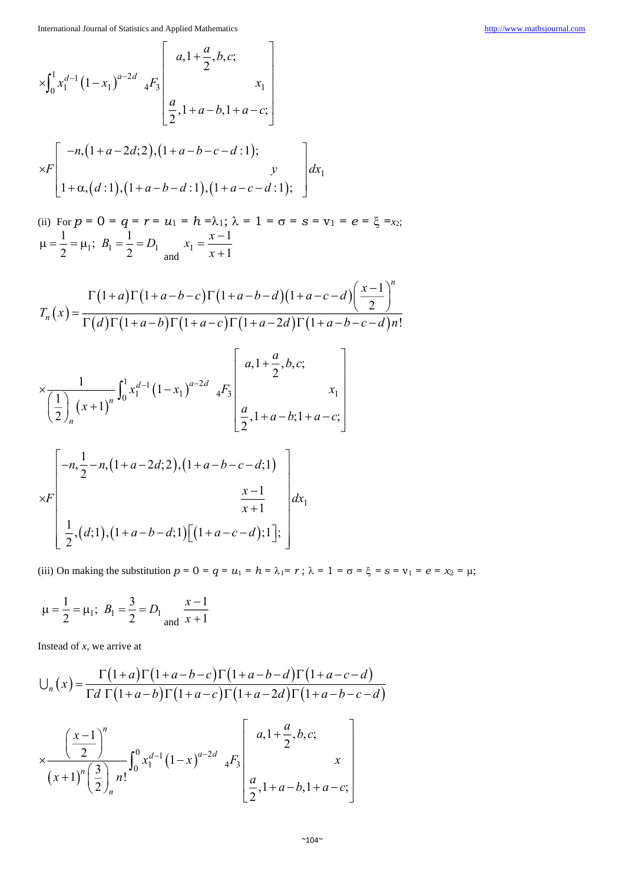$$\times \int_0^1 x_1^{d-1} (1-x_1)^{a-2d} \; {}_4F_3 \left[ \begin{matrix} a, 1+\frac{a}{2}, b, c; \\ \\ \frac{a}{2}, 1+a-b, 1+a-c; \end{matrix} \; x_1 \right]$$

$$\times F \left[ \begin{matrix} -n, (1+a-2d;2), (1+a-b-c-d:1); \\ \\ 1+\alpha, (d:1), (1+a-b-d:1), (1+a-c-d:1); \end{matrix} \; y \right] dx_1$$

(ii) For $p = 0 = q = r = u_1 = h = \lambda_1$; $\lambda = 1 = \sigma = s = v_1 = e = \xi = x_2$; $\mu = \frac{1}{2} = \mu_1$; $B_1 = \frac{1}{2} = D_1$ and $x_1 = \frac{x-1}{x+1}$

$$T_n(x) = \frac{\Gamma(1+a)\Gamma(1+a-b-c)\Gamma(1+a-b-d)(1+a-c-d)\left(\frac{x-1}{2}\right)^n}{\Gamma(d)\Gamma(1+a-b)\Gamma(1+a-c)\Gamma(1+a-2d)\Gamma(1+a-b-c-d)n!}$$

$$\times \frac{1}{\left(\frac{1}{2}\right)_n (x+1)^n} \int_0^1 x_1^{d-1} (1-x_1)^{a-2d} \; {}_4F_3 \left[ \begin{matrix} a, 1+\frac{a}{2}, b, c; \\ \\ \frac{a}{2}, 1+a-b; 1+a-c; \end{matrix} \; x_1 \right]$$

$$\times F \left[ \begin{matrix} -n, \frac{1}{2}-n, (1+a-2d;2), (1+a-b-c-d;1) \\ \\ \frac{1}{2}, (d;1), (1+a-b-d;1)[(1+a-c-d);1]; \end{matrix} \; \frac{x-1}{x+1} \right] dx_1$$

(iii) On making the substitution $p = 0 = q = u_1 = h = \lambda_1 = r$ ; $\lambda = 1 = \sigma = \xi = s = v_1 = e = x_2 = \mu$;

$\mu = \frac{1}{2} = \mu_1$; $B_1 = \frac{3}{2} = D_1$ and $\frac{x-1}{x+1}$

Instead of $x$, we arrive at

$$\cup_n(x) = \frac{\Gamma(1+a)\Gamma(1+a-b-c)\Gamma(1+a-b-d)\Gamma(1+a-c-d)}{\Gamma d \; \Gamma(1+a-b)\Gamma(1+a-c)\Gamma(1+a-2d)\Gamma(1+a-b-c-d)}$$

$$\times \frac{\left(\frac{x-1}{2}\right)^n}{(x+1)^n \left(\frac{3}{2}\right)_n n!} \int_0^0 x_1^{d-1} (1-x)^{a-2d} \; {}_4F_3 \left[ \begin{matrix} a, 1+\frac{a}{2}, b, c; \\ \\ \frac{a}{2}, 1+a-b, 1+a-c; \end{matrix} \; x \right]$$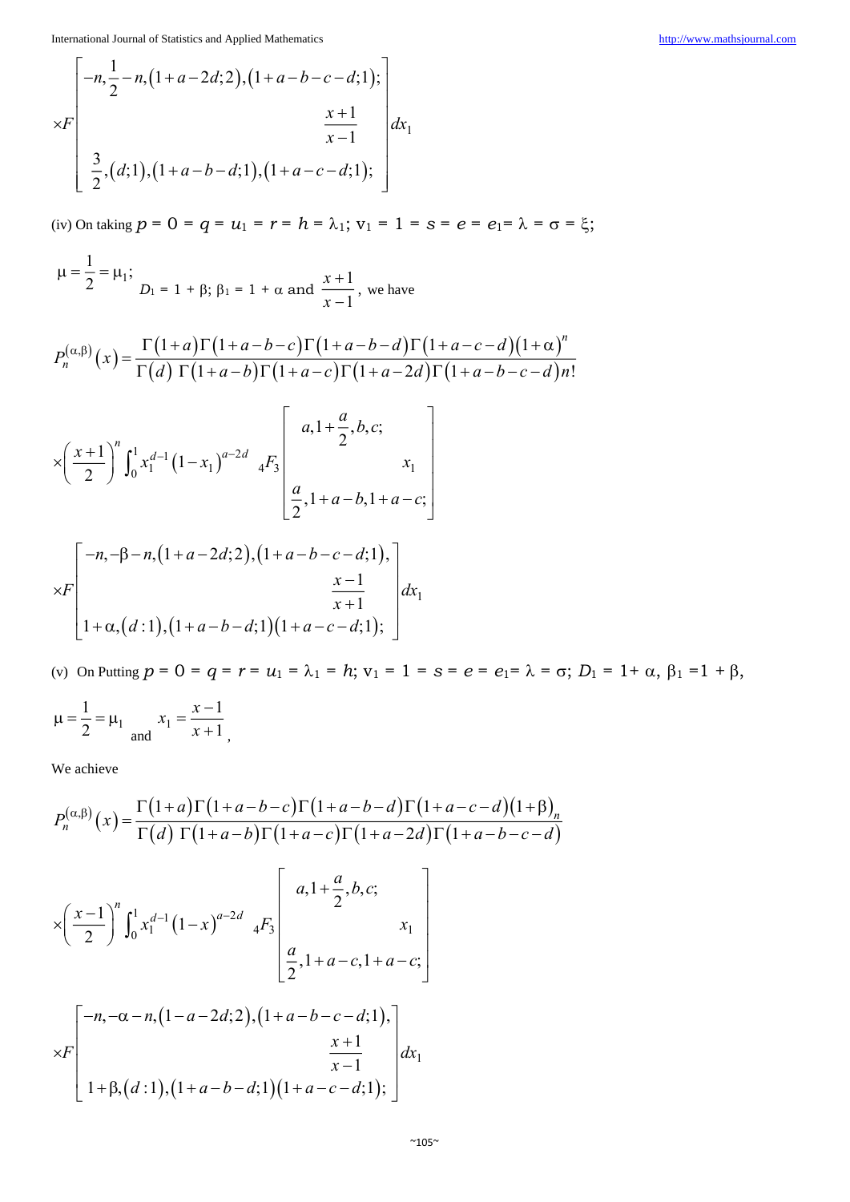$$\times F\left[\begin{matrix} -n, \frac{1}{2}-n, (1+a-2d;2), (1+a-b-c-d;1); \\ \frac{x+1}{x-1} \\ \frac{3}{2}, (d;1), (1+a-b-d;1), (1+a-c-d;1); \end{matrix}\right] dx_1$$

(iv) On taking $p = 0 = q = u_1 = r = h = \lambda_1$; $v_1 = 1 = s = e = e_1 = \lambda = \sigma = \xi$;

$\mu = \frac{1}{2} = \mu_1$; $D_1 = 1 + \beta$; $\beta_1 = 1 + \alpha$ and $\frac{x+1}{x-1}$, we have

$$P_n^{(\alpha,\beta)}(x) = \frac{\Gamma(1+a)\Gamma(1+a-b-c)\Gamma(1+a-b-d)\Gamma(1+a-c-d)(1+\alpha)^n}{\Gamma(d)\ \Gamma(1+a-b)\Gamma(1+a-c)\Gamma(1+a-2d)\Gamma(1+a-b-c-d)n!}$$

$$\times\left(\frac{x+1}{2}\right)^n \int_0^1 x_1^{d-1}(1-x_1)^{a-2d}\ {}_4F_3\left[\begin{matrix} a, 1+\frac{a}{2}, b, c; \\ x_1 \\ \frac{a}{2}, 1+a-b, 1+a-c; \end{matrix}\right]$$

$$\times F\left[\begin{matrix} -n, -\beta-n, (1+a-2d;2), (1+a-b-c-d;1), \\ \frac{x-1}{x+1} \\ 1+\alpha, (d:1), (1+a-b-d;1)(1+a-c-d;1); \end{matrix}\right] dx_1$$

(v) On Putting $p = 0 = q = r = u_1 = \lambda_1 = h$; $v_1 = 1 = s = e = e_1 = \lambda = \sigma$; $D_1 = 1 + \alpha$, $\beta_1 = 1 + \beta$,

$\mu = \frac{1}{2} = \mu_1$ and $x_1 = \frac{x-1}{x+1}$,

We achieve

$$P_n^{(\alpha,\beta)}(x) = \frac{\Gamma(1+a)\Gamma(1+a-b-c)\Gamma(1+a-b-d)\Gamma(1+a-c-d)(1+\beta)_n}{\Gamma(d)\ \Gamma(1+a-b)\Gamma(1+a-c)\Gamma(1+a-2d)\Gamma(1+a-b-c-d)}$$

$$\times\left(\frac{x-1}{2}\right)^n \int_0^1 x_1^{d-1}(1-x)^{a-2d}\ {}_4F_3\left[\begin{matrix} a, 1+\frac{a}{2}, b, c; \\ x_1 \\ \frac{a}{2}, 1+a-c, 1+a-c; \end{matrix}\right]$$

$$\times F\left[\begin{matrix} -n, -\alpha-n, (1-a-2d;2), (1+a-b-c-d;1), \\ \frac{x+1}{x-1} \\ 1+\beta, (d:1), (1+a-b-d;1)(1+a-c-d;1); \end{matrix}\right] dx_1$$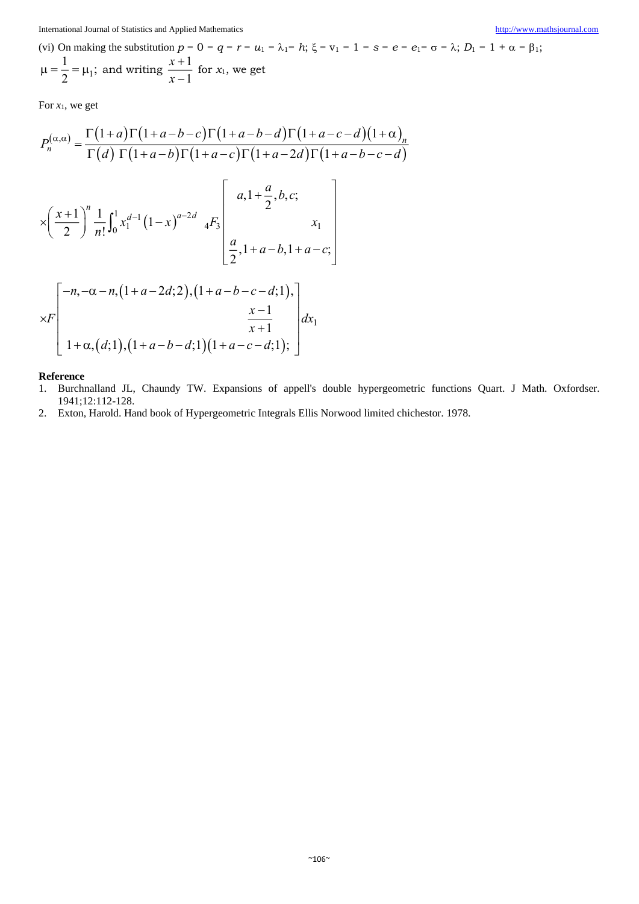(vi) On making the substitution $p = 0 = q = r = u_1 = \lambda_1 = h$; $\xi = v_1 = 1 = s = e = e_1 = \sigma = \lambda$; $D_1 = 1 + \alpha = \beta_1$; $\mu = \frac{1}{2} = \mu_1$; and writing $\frac{x+1}{x-1}$ for $x_1$, we get

For $x_1$, we get

$$P_n^{(\alpha,\alpha)} = \frac{\Gamma(1+a)\Gamma(1+a-b-c)\Gamma(1+a-b-d)\Gamma(1+a-c-d)(1+\alpha)_n}{\Gamma(d)\ \Gamma(1+a-b)\Gamma(1+a-c)\Gamma(1+a-2d)\Gamma(1+a-b-c-d)}$$

$$\times\left(\frac{x+1}{2}\right)^n \frac{1}{n!}\int_0^1 x_1^{d-1}(1-x)^{a-2d}\ {}_4F_3\left[\begin{matrix} a, 1+\frac{a}{2}, b, c; \\ \frac{a}{2}, 1+a-b, 1+a-c; \end{matrix}\ x_1\right]$$

$$\times F\left[\begin{matrix} -n, -\alpha-n, (1+a-2d;2), (1+a-b-c-d;1), \\ 1+\alpha, (d;1), (1+a-b-d;1)(1+a-c-d;1); \end{matrix}\ \frac{x-1}{x+1}\right] dx_1$$

**Reference**

1. Burchnalland JL, Chaundy TW. Expansions of appell's double hypergeometric functions Quart. J Math. Oxfordser. 1941;12:112-128.
2. Exton, Harold. Hand book of Hypergeometric Integrals Ellis Norwood limited chichestor. 1978.